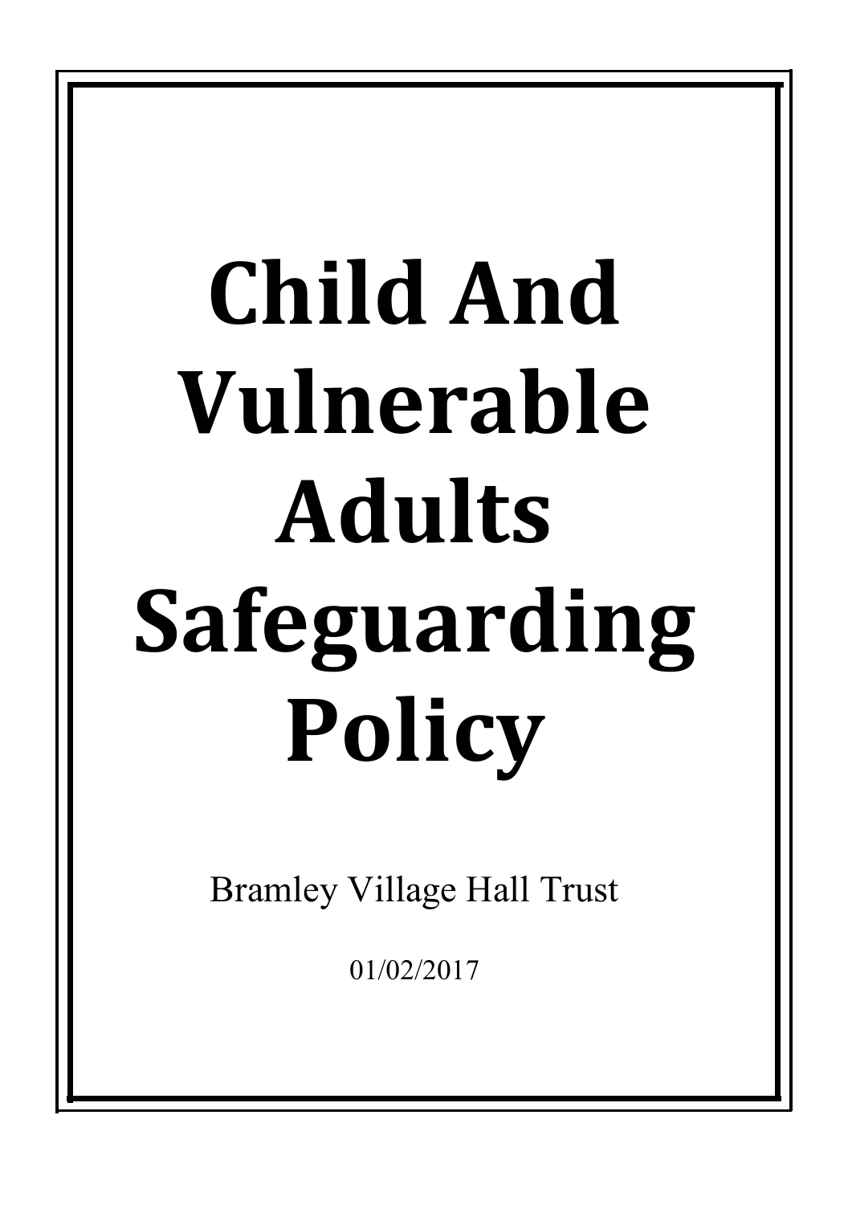# Child And Vulnerable Adults Safeguarding Policy

Bramley Village Hall Trust

01/02/2017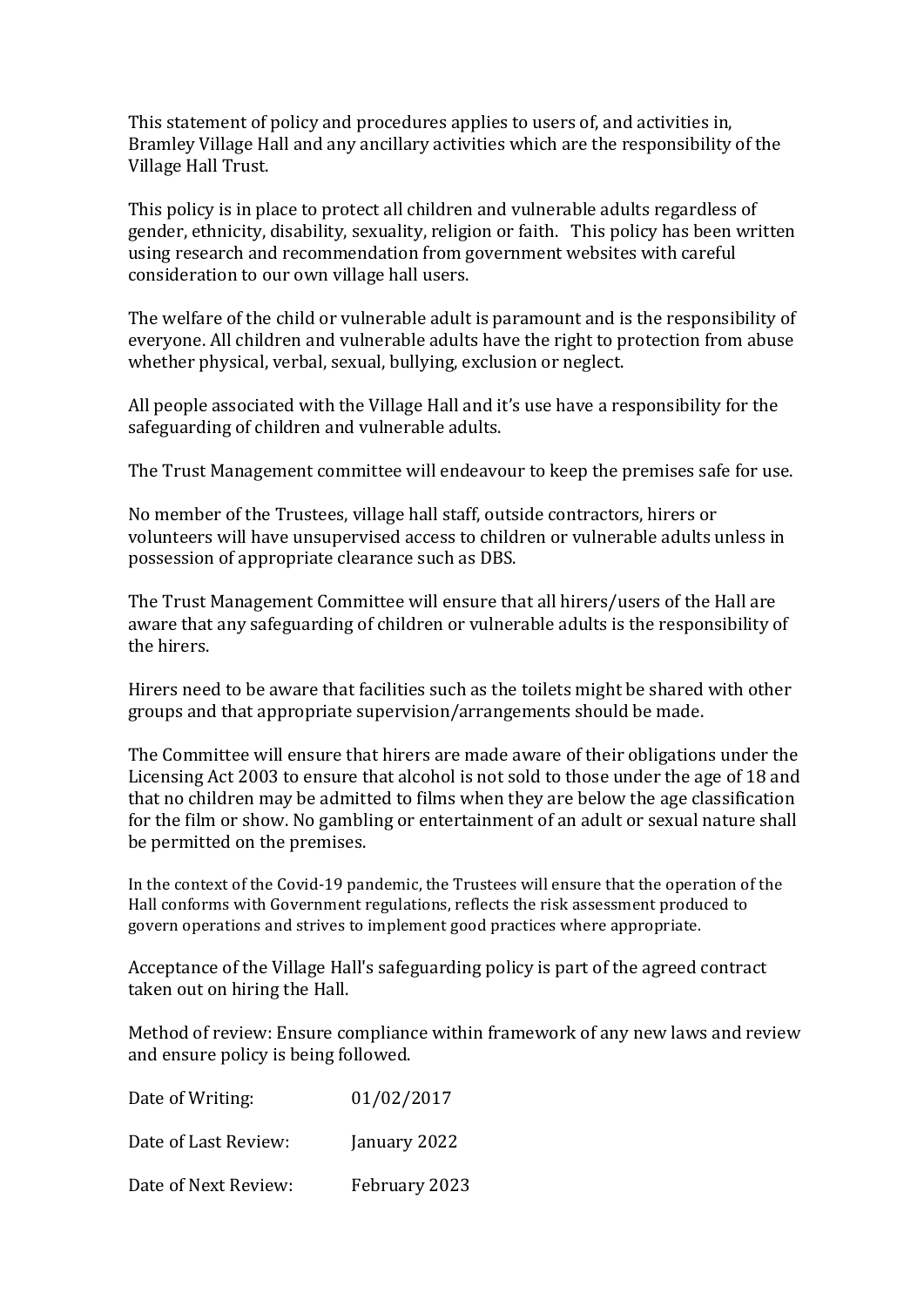This statement of policy and procedures applies to users of, and activities in, Bramley Village Hall and any ancillary activities which are the responsibility of the Village Hall Trust.

This policy is in place to protect all children and vulnerable adults regardless of gender, ethnicity, disability, sexuality, religion or faith. This policy has been written using research and recommendation from government websites with careful consideration to our own village hall users.

The welfare of the child or vulnerable adult is paramount and is the responsibility of everyone. All children and vulnerable adults have the right to protection from abuse whether physical, verbal, sexual, bullying, exclusion or neglect.

All people associated with the Village Hall and it's use have a responsibility for the safeguarding of children and vulnerable adults.

The Trust Management committee will endeavour to keep the premises safe for use.

No member of the Trustees, village hall staff, outside contractors, hirers or volunteers will have unsupervised access to children or vulnerable adults unless in possession of appropriate clearance such as DBS.

The Trust Management Committee will ensure that all hirers/users of the Hall are aware that any safeguarding of children or vulnerable adults is the responsibility of the hirers.

Hirers need to be aware that facilities such as the toilets might be shared with other groups and that appropriate supervision/arrangements should be made.

The Committee will ensure that hirers are made aware of their obligations under the Licensing Act 2003 to ensure that alcohol is not sold to those under the age of 18 and that no children may be admitted to films when they are below the age classification for the film or show. No gambling or entertainment of an adult or sexual nature shall be permitted on the premises.

In the context of the Covid-19 pandemic, the Trustees will ensure that the operation of the Hall conforms with Government regulations, reflects the risk assessment produced to govern operations and strives to implement good practices where appropriate.

Acceptance of the Village Hall's safeguarding policy is part of the agreed contract taken out on hiring the Hall.

Method of review: Ensure compliance within framework of any new laws and review and ensure policy is being followed.

| | |
|---|---|
| Date of Writing: | 01/02/2017 |
| Date of Last Review: | January 2022 |
| Date of Next Review: | February 2023 |